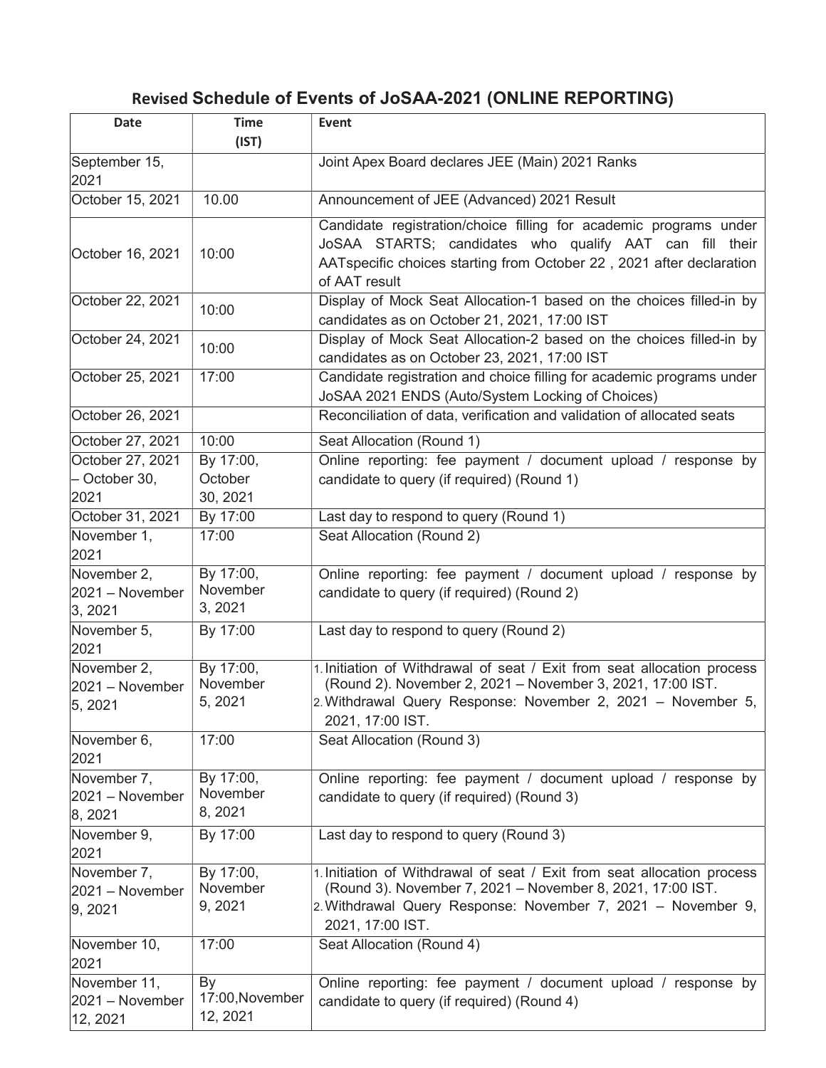## Revised Schedule of Events of JoSAA-2021 (ONLINE REPORTING)

| Date | Time (IST) | Event |
|---|---|---|
| September 15, 2021 | | Joint Apex Board declares JEE (Main) 2021 Ranks |
| October 15, 2021 | 10.00 | Announcement of JEE (Advanced) 2021 Result |
| October 16, 2021 | 10:00 | Candidate registration/choice filling for academic programs under JoSAA STARTS; candidates who qualify AAT can fill their AATspecific choices starting from October 22 , 2021 after declaration of AAT result |
| October 22, 2021 | 10:00 | Display of Mock Seat Allocation-1 based on the choices filled-in by candidates as on October 21, 2021, 17:00 IST |
| October 24, 2021 | 10:00 | Display of Mock Seat Allocation-2 based on the choices filled-in by candidates as on October 23, 2021, 17:00 IST |
| October 25, 2021 | 17:00 | Candidate registration and choice filling for academic programs under JoSAA 2021 ENDS (Auto/System Locking of Choices) |
| October 26, 2021 | | Reconciliation of data, verification and validation of allocated seats |
| October 27, 2021 | 10:00 | Seat Allocation (Round 1) |
| October 27, 2021 – October 30, 2021 | By 17:00, October 30, 2021 | Online reporting: fee payment / document upload / response by candidate to query (if required) (Round 1) |
| October 31, 2021 | By 17:00 | Last day to respond to query (Round 1) |
| November 1, 2021 | 17:00 | Seat Allocation (Round 2) |
| November 2, 2021 – November 3, 2021 | By 17:00, November 3, 2021 | Online reporting: fee payment / document upload / response by candidate to query (if required) (Round 2) |
| November 5, 2021 | By 17:00 | Last day to respond to query (Round 2) |
| November 2, 2021 – November 5, 2021 | By 17:00, November 5, 2021 | 1. Initiation of Withdrawal of seat / Exit from seat allocation process (Round 2). November 2, 2021 – November 3, 2021, 17:00 IST. 2. Withdrawal Query Response: November 2, 2021 – November 5, 2021, 17:00 IST. |
| November 6, 2021 | 17:00 | Seat Allocation (Round 3) |
| November 7, 2021 – November 8, 2021 | By 17:00, November 8, 2021 | Online reporting: fee payment / document upload / response by candidate to query (if required) (Round 3) |
| November 9, 2021 | By 17:00 | Last day to respond to query (Round 3) |
| November 7, 2021 – November 9, 2021 | By 17:00, November 9, 2021 | 1. Initiation of Withdrawal of seat / Exit from seat allocation process (Round 3). November 7, 2021 – November 8, 2021, 17:00 IST. 2. Withdrawal Query Response: November 7, 2021 – November 9, 2021, 17:00 IST. |
| November 10, 2021 | 17:00 | Seat Allocation (Round 4) |
| November 11, 2021 – November 12, 2021 | By 17:00,November 12, 2021 | Online reporting: fee payment / document upload / response by candidate to query (if required) (Round 4) |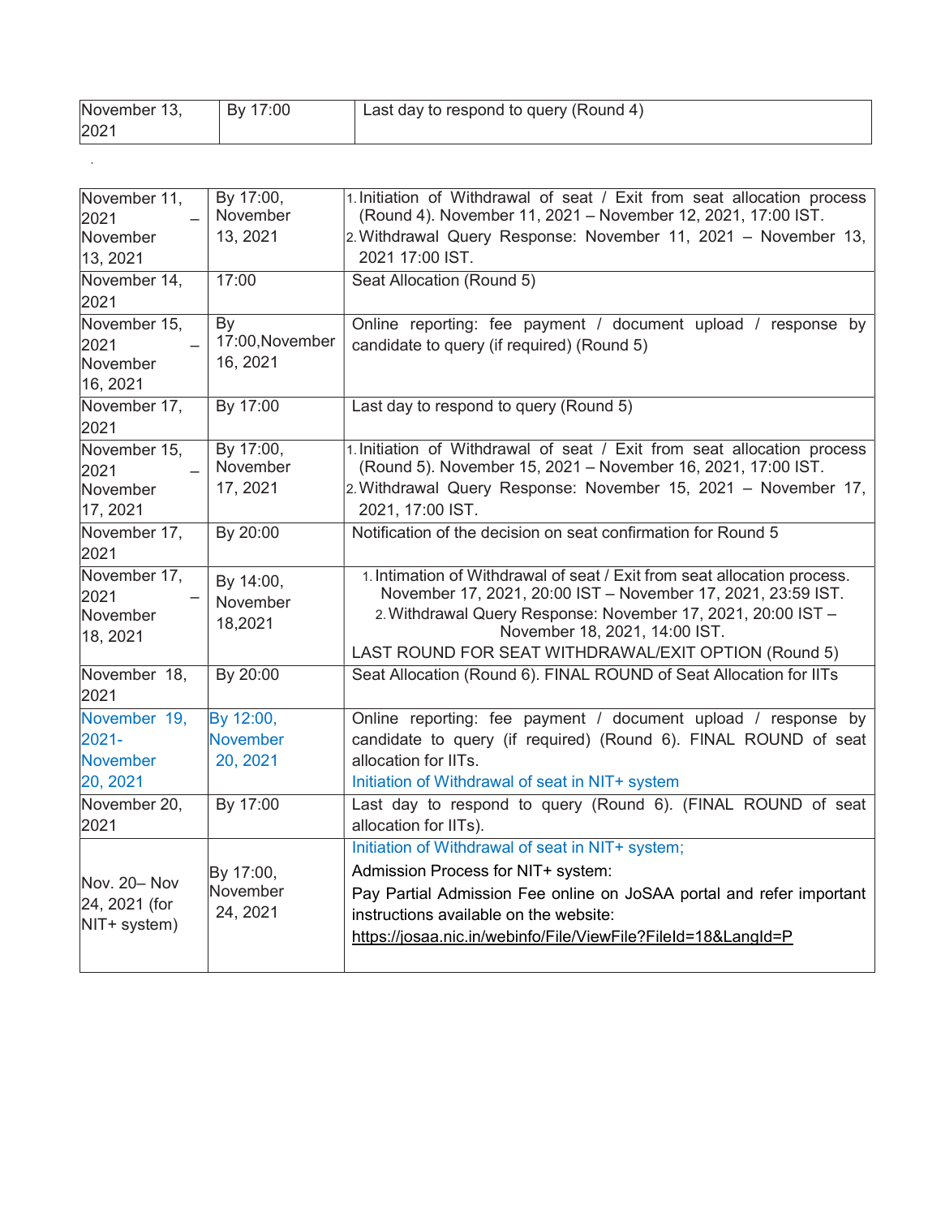| | | |
|---|---|---|
| November 13, 2021 | By 17:00 | Last day to respond to query (Round 4) |

| | | |
|---|---|---|
| November 11, 2021 – November 13, 2021 | By 17:00, November 13, 2021 | 1. Initiation of Withdrawal of seat / Exit from seat allocation process (Round 4). November 11, 2021 – November 12, 2021, 17:00 IST.<br>2. Withdrawal Query Response: November 11, 2021 – November 13, 2021 17:00 IST. |
| November 14, 2021 | 17:00 | Seat Allocation (Round 5) |
| November 15, 2021 – November 16, 2021 | By 17:00, November 16, 2021 | Online reporting: fee payment / document upload / response by candidate to query (if required) (Round 5) |
| November 17, 2021 | By 17:00 | Last day to respond to query (Round 5) |
| November 15, 2021 – November 17, 2021 | By 17:00, November 17, 2021 | 1. Initiation of Withdrawal of seat / Exit from seat allocation process (Round 5). November 15, 2021 – November 16, 2021, 17:00 IST.<br>2. Withdrawal Query Response: November 15, 2021 – November 17, 2021, 17:00 IST. |
| November 17, 2021 | By 20:00 | Notification of the decision on seat confirmation for Round 5 |
| November 17, 2021 – November 18, 2021 | By 14:00, November 18,2021 | 1. Intimation of Withdrawal of seat / Exit from seat allocation process. November 17, 2021, 20:00 IST – November 17, 2021, 23:59 IST.<br>2. Withdrawal Query Response: November 17, 2021, 20:00 IST – November 18, 2021, 14:00 IST.<br>LAST ROUND FOR SEAT WITHDRAWAL/EXIT OPTION (Round 5) |
| November 18, 2021 | By 20:00 | Seat Allocation (Round 6). FINAL ROUND of Seat Allocation for IITs |
| November 19, 2021- November 20, 2021 | By 12:00, November 20, 2021 | Online reporting: fee payment / document upload / response by candidate to query (if required) (Round 6). FINAL ROUND of seat allocation for IITs.<br>Initiation of Withdrawal of seat in NIT+ system |
| November 20, 2021 | By 17:00 | Last day to respond to query (Round 6). (FINAL ROUND of seat allocation for IITs). |
| Nov. 20– Nov 24, 2021 (for NIT+ system) | By 17:00, November 24, 2021 | Initiation of Withdrawal of seat in NIT+ system;<br>Admission Process for NIT+ system:<br>Pay Partial Admission Fee online on JoSAA portal and refer important instructions available on the website:<br>https://josaa.nic.in/webinfo/File/ViewFile?FileId=18&LangId=P |